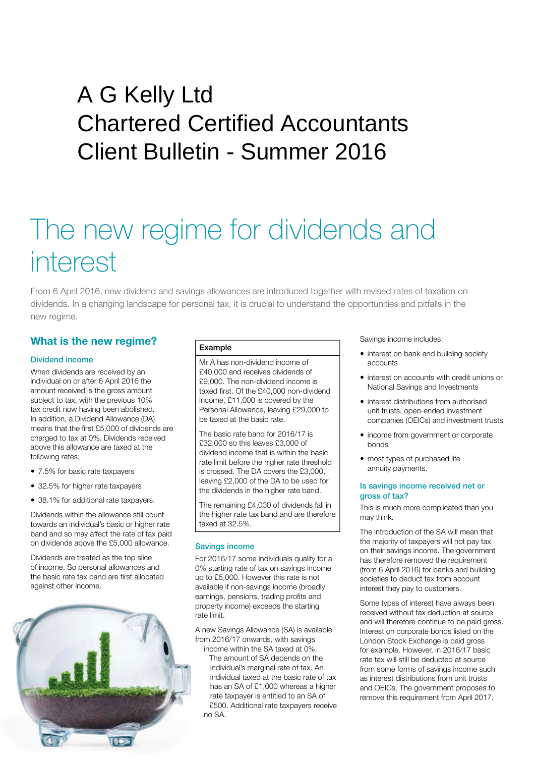# A G Kelly Ltd
# Chartered Certified Accountants
# Client Bulletin - Summer 2016

# The new regime for dividends and interest

From 6 April 2016, new dividend and savings allowances are introduced together with revised rates of taxation on dividends. In a changing landscape for personal tax, it is crucial to understand the opportunities and pitfalls in the new regime.

## What is the new regime?

### Dividend income

When dividends are received by an individual on or after 6 April 2016 the amount received is the gross amount subject to tax, with the previous 10% tax credit now having been abolished. In addition, a Dividend Allowance (DA) means that the first £5,000 of dividends are charged to tax at 0%. Dividends received above this allowance are taxed at the following rates:

- 7.5% for basic rate taxpayers
- 32.5% for higher rate taxpayers
- 38.1% for additional rate taxpayers.

Dividends within the allowance still count towards an individual's basic or higher rate band and so may affect the rate of tax paid on dividends above the £5,000 allowance.

Dividends are treated as the top slice of income. So personal allowances and the basic rate tax band are first allocated against other income.

**Example**

Mr A has non-dividend income of £40,000 and receives dividends of £9,000. The non-dividend income is taxed first. Of the £40,000 non-dividend income, £11,000 is covered by the Personal Allowance, leaving £29,000 to be taxed at the basic rate.

The basic rate band for 2016/17 is £32,000 so this leaves £3,000 of dividend income that is within the basic rate limit before the higher rate threshold is crossed. The DA covers the £3,000, leaving £2,000 of the DA to be used for the dividends in the higher rate band.

The remaining £4,000 of dividends fall in the higher rate tax band and are therefore taxed at 32.5%.

### Savings income

For 2016/17 some individuals qualify for a 0% starting rate of tax on savings income up to £5,000. However this rate is not available if non-savings income (broadly earnings, pensions, trading profits and property income) exceeds the starting rate limit.

A new Savings Allowance (SA) is available from 2016/17 onwards, with savings income within the SA taxed at 0%. The amount of SA depends on the individual's marginal rate of tax. An individual taxed at the basic rate of tax has an SA of £1,000 whereas a higher rate taxpayer is entitled to an SA of £500. Additional rate taxpayers receive no SA.

Savings income includes:

- interest on bank and building society accounts
- interest on accounts with credit unions or National Savings and Investments
- interest distributions from authorised unit trusts, open-ended investment companies (OEICs) and investment trusts
- income from government or corporate bonds
- most types of purchased life annuity payments.

### Is savings income received net or gross of tax?

This is much more complicated than you may think.

The introduction of the SA will mean that the majority of taxpayers will not pay tax on their savings income. The government has therefore removed the requirement (from 6 April 2016) for banks and building societies to deduct tax from account interest they pay to customers.

Some types of interest have always been received without tax deduction at source and will therefore continue to be paid gross. Interest on corporate bonds listed on the London Stock Exchange is paid gross for example. However, in 2016/17 basic rate tax will still be deducted at source from some forms of savings income such as interest distributions from unit trusts and OEICs. The government proposes to remove this requirement from April 2017.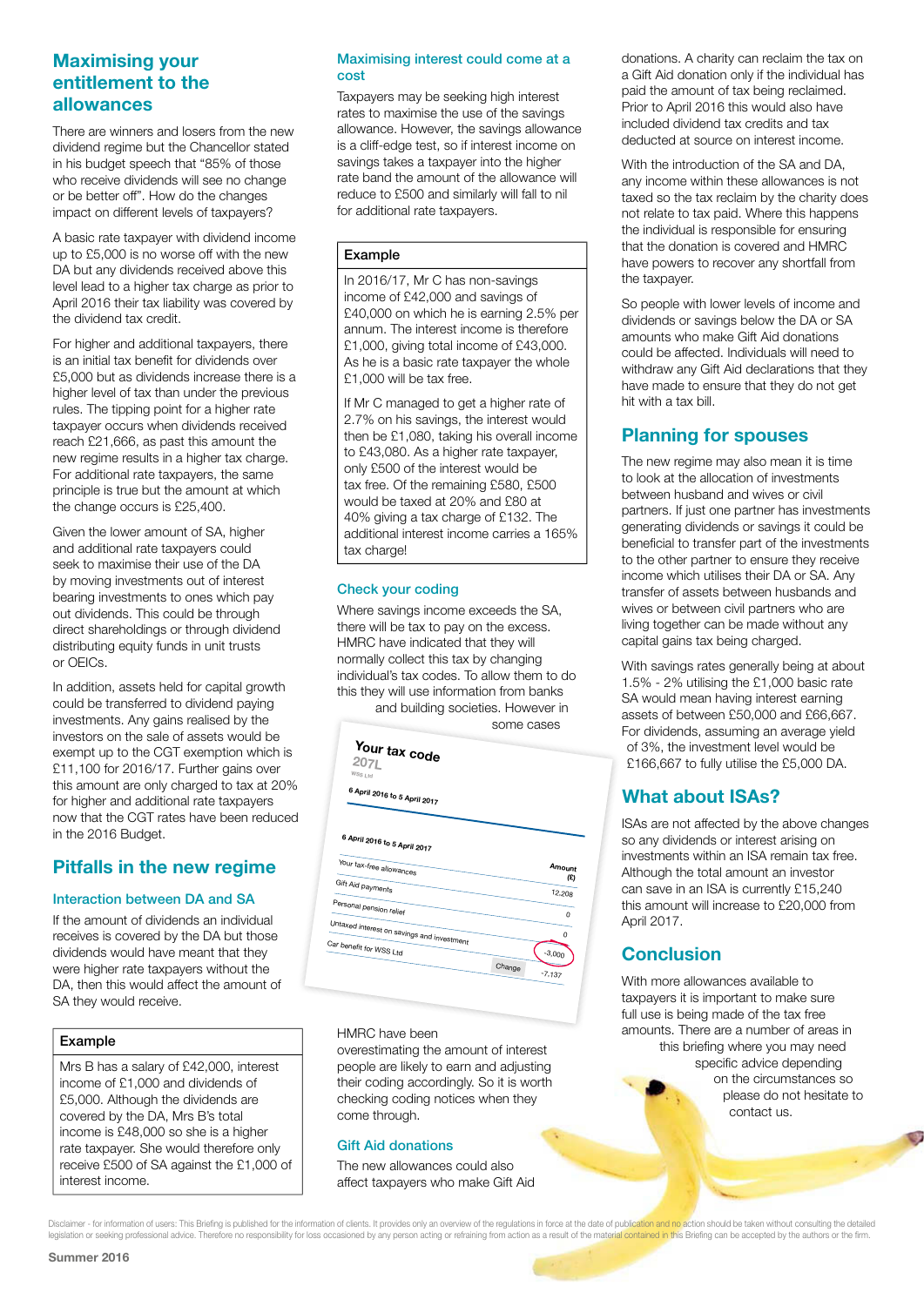## Maximising your entitlement to the allowances

There are winners and losers from the new dividend regime but the Chancellor stated in his budget speech that "85% of those who receive dividends will see no change or be better off". How do the changes impact on different levels of taxpayers?

A basic rate taxpayer with dividend income up to £5,000 is no worse off with the new DA but any dividends received above this level lead to a higher tax charge as prior to April 2016 their tax liability was covered by the dividend tax credit.

For higher and additional taxpayers, there is an initial tax benefit for dividends over £5,000 but as dividends increase there is a higher level of tax than under the previous rules. The tipping point for a higher rate taxpayer occurs when dividends received reach £21,666, as past this amount the new regime results in a higher tax charge. For additional rate taxpayers, the same principle is true but the amount at which the change occurs is £25,400.

Given the lower amount of SA, higher and additional rate taxpayers could seek to maximise their use of the DA by moving investments out of interest bearing investments to ones which pay out dividends. This could be through direct shareholdings or through dividend distributing equity funds in unit trusts or OEICs.

In addition, assets held for capital growth could be transferred to dividend paying investments. Any gains realised by the investors on the sale of assets would be exempt up to the CGT exemption which is £11,100 for 2016/17. Further gains over this amount are only charged to tax at 20% for higher and additional rate taxpayers now that the CGT rates have been reduced in the 2016 Budget.

## Pitfalls in the new regime

### Interaction between DA and SA

If the amount of dividends an individual receives is covered by the DA but those dividends would have meant that they were higher rate taxpayers without the DA, then this would affect the amount of SA they would receive.

**Example**

Mrs B has a salary of £42,000, interest income of £1,000 and dividends of £5,000. Although the dividends are covered by the DA, Mrs B's total income is £48,000 so she is a higher rate taxpayer. She would therefore only receive £500 of SA against the £1,000 of interest income.

### Maximising interest could come at a cost

Taxpayers may be seeking high interest rates to maximise the use of the savings allowance. However, the savings allowance is a cliff-edge test, so if interest income on savings takes a taxpayer into the higher rate band the amount of the allowance will reduce to £500 and similarly will fall to nil for additional rate taxpayers.

**Example**

In 2016/17, Mr C has non-savings income of £42,000 and savings of £40,000 on which he is earning 2.5% per annum. The interest income is therefore £1,000, giving total income of £43,000. As he is a basic rate taxpayer the whole £1,000 will be tax free.

If Mr C managed to get a higher rate of 2.7% on his savings, the interest would then be £1,080, taking his overall income to £43,080. As a higher rate taxpayer, only £500 of the interest would be tax free. Of the remaining £580, £500 would be taxed at 20% and £80 at 40% giving a tax charge of £132. The additional interest income carries a 165% tax charge!

### Check your coding

Where savings income exceeds the SA, there will be tax to pay on the excess. HMRC have indicated that they will normally collect this tax by changing individual's tax codes. To allow them to do this they will use information from banks and building societies. However in some cases HMRC have been overestimating the amount of interest people are likely to earn and adjusting their coding accordingly. So it is worth checking coding notices when they come through.

### Gift Aid donations

The new allowances could also affect taxpayers who make Gift Aid donations. A charity can reclaim the tax on a Gift Aid donation only if the individual has paid the amount of tax being reclaimed. Prior to April 2016 this would also have included dividend tax credits and tax deducted at source on interest income.

With the introduction of the SA and DA, any income within these allowances is not taxed so the tax reclaim by the charity does not relate to tax paid. Where this happens the individual is responsible for ensuring that the donation is covered and HMRC have powers to recover any shortfall from the taxpayer.

So people with lower levels of income and dividends or savings below the DA or SA amounts who make Gift Aid donations could be affected. Individuals will need to withdraw any Gift Aid declarations that they have made to ensure that they do not get hit with a tax bill.

## Planning for spouses

The new regime may also mean it is time to look at the allocation of investments between husband and wives or civil partners. If just one partner has investments generating dividends or savings it could be beneficial to transfer part of the investments to the other partner to ensure they receive income which utilises their DA or SA. Any transfer of assets between husbands and wives or between civil partners who are living together can be made without any capital gains tax being charged.

With savings rates generally being at about 1.5% - 2% utilising the £1,000 basic rate SA would mean having interest earning assets of between £50,000 and £66,667. For dividends, assuming an average yield of 3%, the investment level would be £166,667 to fully utilise the £5,000 DA.

## What about ISAs?

ISAs are not affected by the above changes so any dividends or interest arising on investments within an ISA remain tax free. Although the total amount an investor can save in an ISA is currently £15,240 this amount will increase to £20,000 from April 2017.

## Conclusion

With more allowances available to taxpayers it is important to make sure full use is being made of the tax free amounts. There are a number of areas in this briefing where you may need specific advice depending on the circumstances so please do not hesitate to contact us.

Disclaimer - for information of users: This Briefing is published for the information of clients. It provides only an overview of the regulations in force at the date of publication and no action should be taken without consulting the detailed legislation or seeking professional advice. Therefore no responsibility for loss occasioned by any person acting or refraining from action as a result of the material contained in this Briefing can be accepted by the authors or the firm.